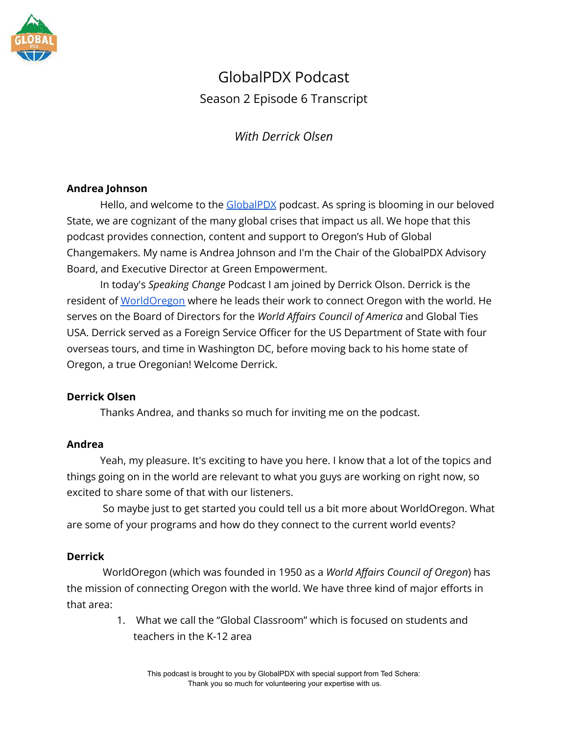# GlobalPDX Podcast

## Season 2 Episode 6 Transcript

*With Derrick Olsen*

**Andrea Johnson**

Hello, and welcome to the [GlobalPDX](#) podcast. As spring is blooming in our beloved State, we are cognizant of the many global crises that impact us all. We hope that this podcast provides connection, content and support to Oregon's Hub of Global Changemakers. My name is Andrea Johnson and I'm the Chair of the GlobalPDX Advisory Board, and Executive Director at Green Empowerment.

In today's *Speaking Change* Podcast I am joined by Derrick Olson. Derrick is the resident of [WorldOregon](#) where he leads their work to connect Oregon with the world. He serves on the Board of Directors for the *World Affairs Council of America* and Global Ties USA. Derrick served as a Foreign Service Officer for the US Department of State with four overseas tours, and time in Washington DC, before moving back to his home state of Oregon, a true Oregonian! Welcome Derrick.

**Derrick Olsen**

Thanks Andrea, and thanks so much for inviting me on the podcast.

**Andrea**

Yeah, my pleasure. It's exciting to have you here. I know that a lot of the topics and things going on in the world are relevant to what you guys are working on right now, so excited to share some of that with our listeners.

So maybe just to get started you could tell us a bit more about WorldOregon. What are some of your programs and how do they connect to the current world events?

**Derrick**

WorldOregon (which was founded in 1950 as a *World Affairs Council of Oregon*) has the mission of connecting Oregon with the world. We have three kind of major efforts in that area:

1. What we call the "Global Classroom" which is focused on students and teachers in the K-12 area

This podcast is brought to you by GlobalPDX with special support from Ted Schera: Thank you so much for volunteering your expertise with us.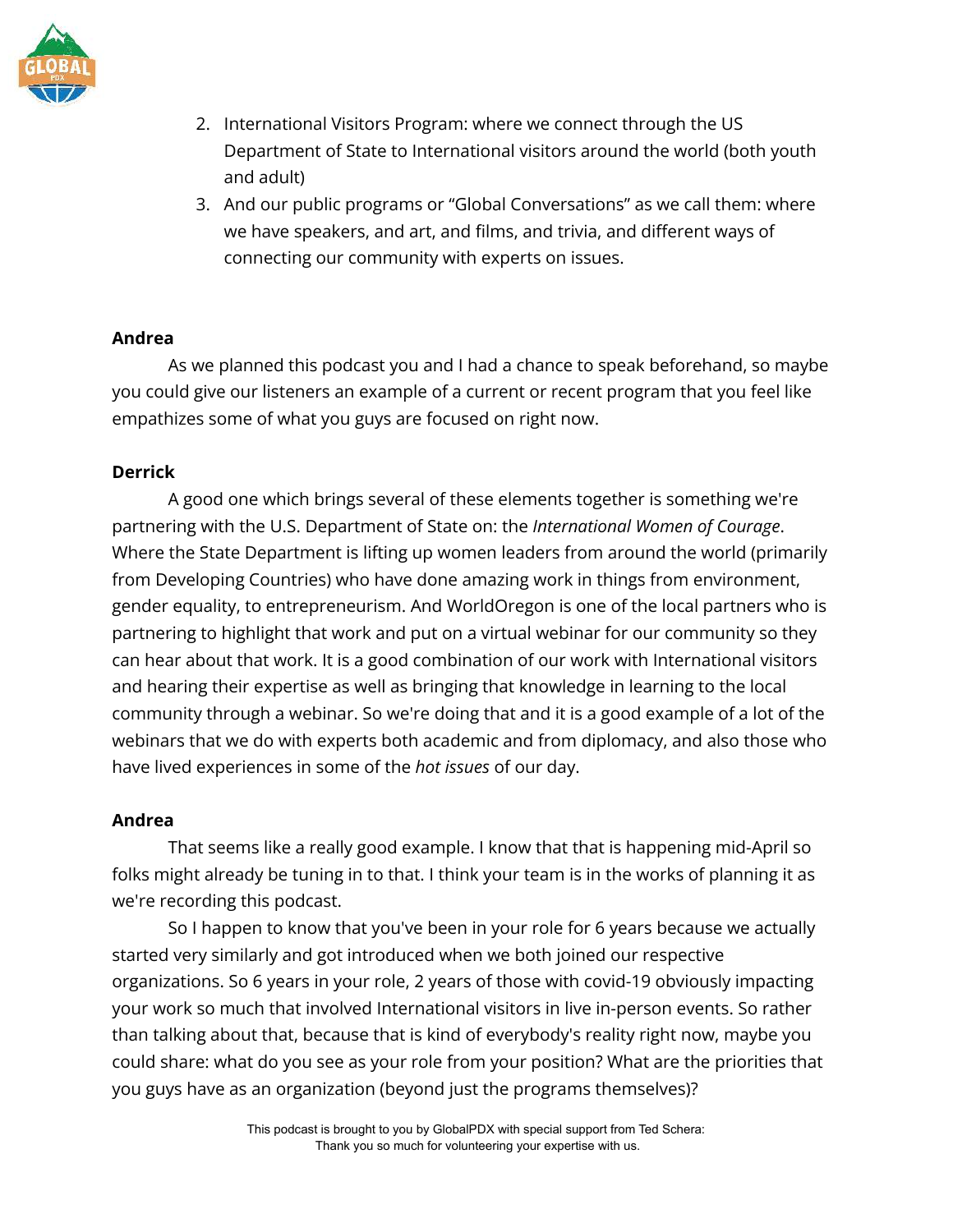2. International Visitors Program: where we connect through the US Department of State to International visitors around the world (both youth and adult)
3. And our public programs or "Global Conversations" as we call them: where we have speakers, and art, and films, and trivia, and different ways of connecting our community with experts on issues.

**Andrea**

As we planned this podcast you and I had a chance to speak beforehand, so maybe you could give our listeners an example of a current or recent program that you feel like empathizes some of what you guys are focused on right now.

**Derrick**

A good one which brings several of these elements together is something we're partnering with the U.S. Department of State on: the *International Women of Courage*. Where the State Department is lifting up women leaders from around the world (primarily from Developing Countries) who have done amazing work in things from environment, gender equality, to entrepreneurism. And WorldOregon is one of the local partners who is partnering to highlight that work and put on a virtual webinar for our community so they can hear about that work. It is a good combination of our work with International visitors and hearing their expertise as well as bringing that knowledge in learning to the local community through a webinar. So we're doing that and it is a good example of a lot of the webinars that we do with experts both academic and from diplomacy, and also those who have lived experiences in some of the *hot issues* of our day.

**Andrea**

That seems like a really good example. I know that that is happening mid-April so folks might already be tuning in to that. I think your team is in the works of planning it as we're recording this podcast.

So I happen to know that you've been in your role for 6 years because we actually started very similarly and got introduced when we both joined our respective organizations. So 6 years in your role, 2 years of those with covid-19 obviously impacting your work so much that involved International visitors in live in-person events. So rather than talking about that, because that is kind of everybody's reality right now, maybe you could share: what do you see as your role from your position? What are the priorities that you guys have as an organization (beyond just the programs themselves)?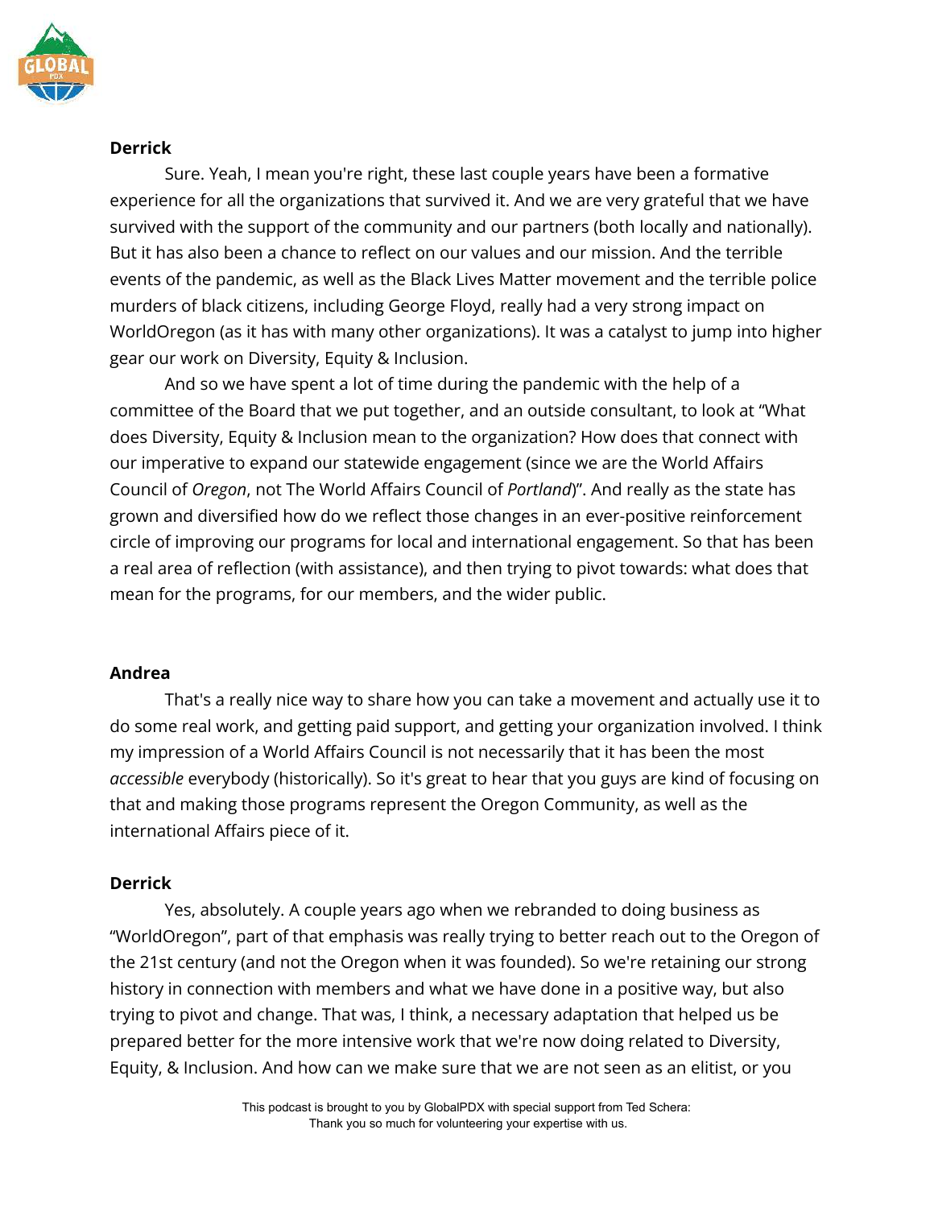**Derrick**

Sure. Yeah, I mean you're right, these last couple years have been a formative experience for all the organizations that survived it. And we are very grateful that we have survived with the support of the community and our partners (both locally and nationally). But it has also been a chance to reflect on our values and our mission. And the terrible events of the pandemic, as well as the Black Lives Matter movement and the terrible police murders of black citizens, including George Floyd, really had a very strong impact on WorldOregon (as it has with many other organizations). It was a catalyst to jump into higher gear our work on Diversity, Equity & Inclusion.

And so we have spent a lot of time during the pandemic with the help of a committee of the Board that we put together, and an outside consultant, to look at "What does Diversity, Equity & Inclusion mean to the organization? How does that connect with our imperative to expand our statewide engagement (since we are the World Affairs Council of *Oregon*, not The World Affairs Council of *Portland*)". And really as the state has grown and diversified how do we reflect those changes in an ever-positive reinforcement circle of improving our programs for local and international engagement. So that has been a real area of reflection (with assistance), and then trying to pivot towards: what does that mean for the programs, for our members, and the wider public.

**Andrea**

That's a really nice way to share how you can take a movement and actually use it to do some real work, and getting paid support, and getting your organization involved. I think my impression of a World Affairs Council is not necessarily that it has been the most *accessible* everybody (historically). So it's great to hear that you guys are kind of focusing on that and making those programs represent the Oregon Community, as well as the international Affairs piece of it.

**Derrick**

Yes, absolutely. A couple years ago when we rebranded to doing business as "WorldOregon", part of that emphasis was really trying to better reach out to the Oregon of the 21st century (and not the Oregon when it was founded). So we're retaining our strong history in connection with members and what we have done in a positive way, but also trying to pivot and change. That was, I think, a necessary adaptation that helped us be prepared better for the more intensive work that we're now doing related to Diversity, Equity, & Inclusion. And how can we make sure that we are not seen as an elitist, or you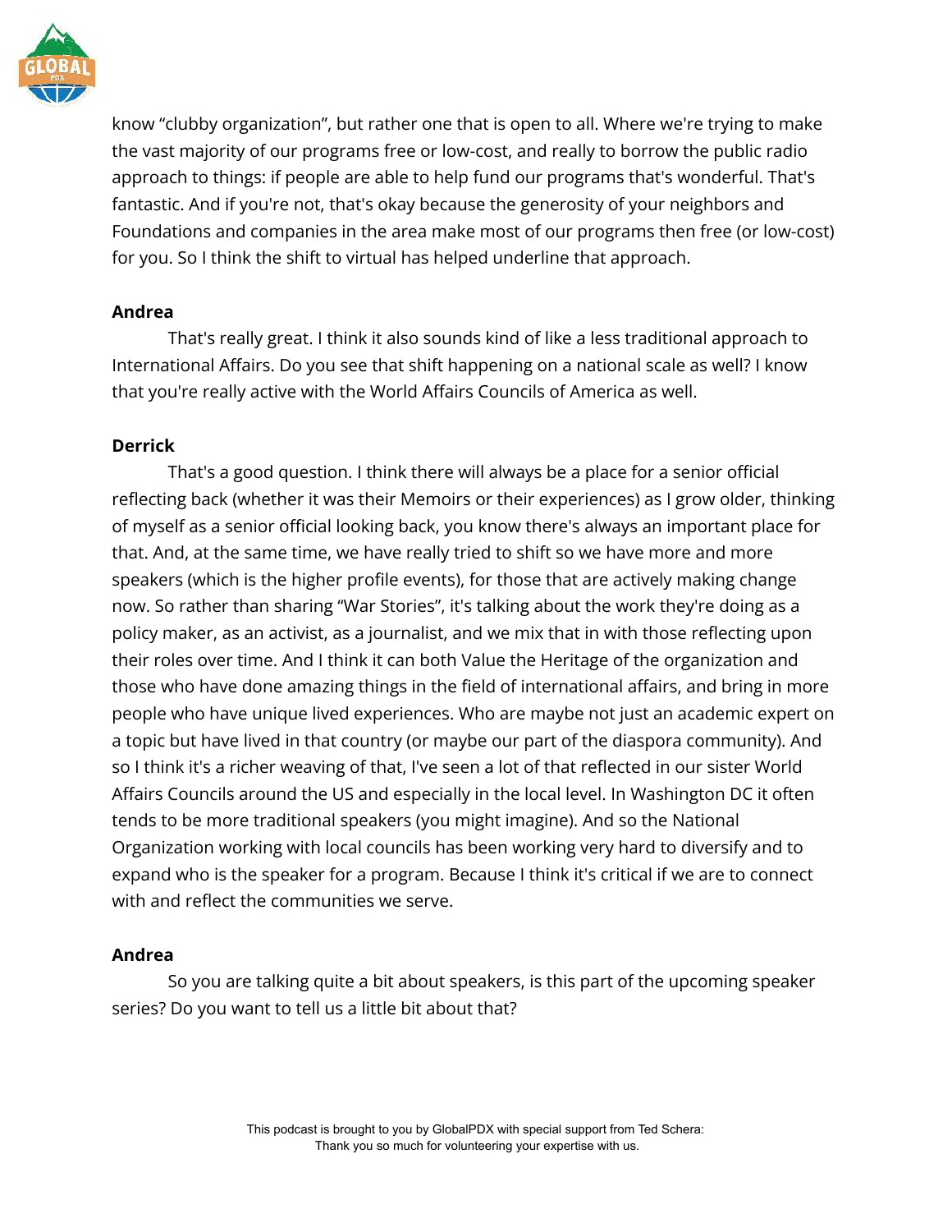know “clubby organization”, but rather one that is open to all. Where we're trying to make the vast majority of our programs free or low-cost, and really to borrow the public radio approach to things: if people are able to help fund our programs that's wonderful. That's fantastic. And if you're not, that's okay because the generosity of your neighbors and Foundations and companies in the area make most of our programs then free (or low-cost) for you. So I think the shift to virtual has helped underline that approach.

**Andrea**

That's really great. I think it also sounds kind of like a less traditional approach to International Affairs. Do you see that shift happening on a national scale as well? I know that you're really active with the World Affairs Councils of America as well.

**Derrick**

That's a good question. I think there will always be a place for a senior official reflecting back (whether it was their Memoirs or their experiences) as I grow older, thinking of myself as a senior official looking back, you know there's always an important place for that. And, at the same time, we have really tried to shift so we have more and more speakers (which is the higher profile events), for those that are actively making change now. So rather than sharing “War Stories”, it's talking about the work they're doing as a policy maker, as an activist, as a journalist, and we mix that in with those reflecting upon their roles over time. And I think it can both Value the Heritage of the organization and those who have done amazing things in the field of international affairs, and bring in more people who have unique lived experiences. Who are maybe not just an academic expert on a topic but have lived in that country (or maybe our part of the diaspora community). And so I think it's a richer weaving of that, I've seen a lot of that reflected in our sister World Affairs Councils around the US and especially in the local level. In Washington DC it often tends to be more traditional speakers (you might imagine). And so the National Organization working with local councils has been working very hard to diversify and to expand who is the speaker for a program. Because I think it's critical if we are to connect with and reflect the communities we serve.

**Andrea**

So you are talking quite a bit about speakers, is this part of the upcoming speaker series? Do you want to tell us a little bit about that?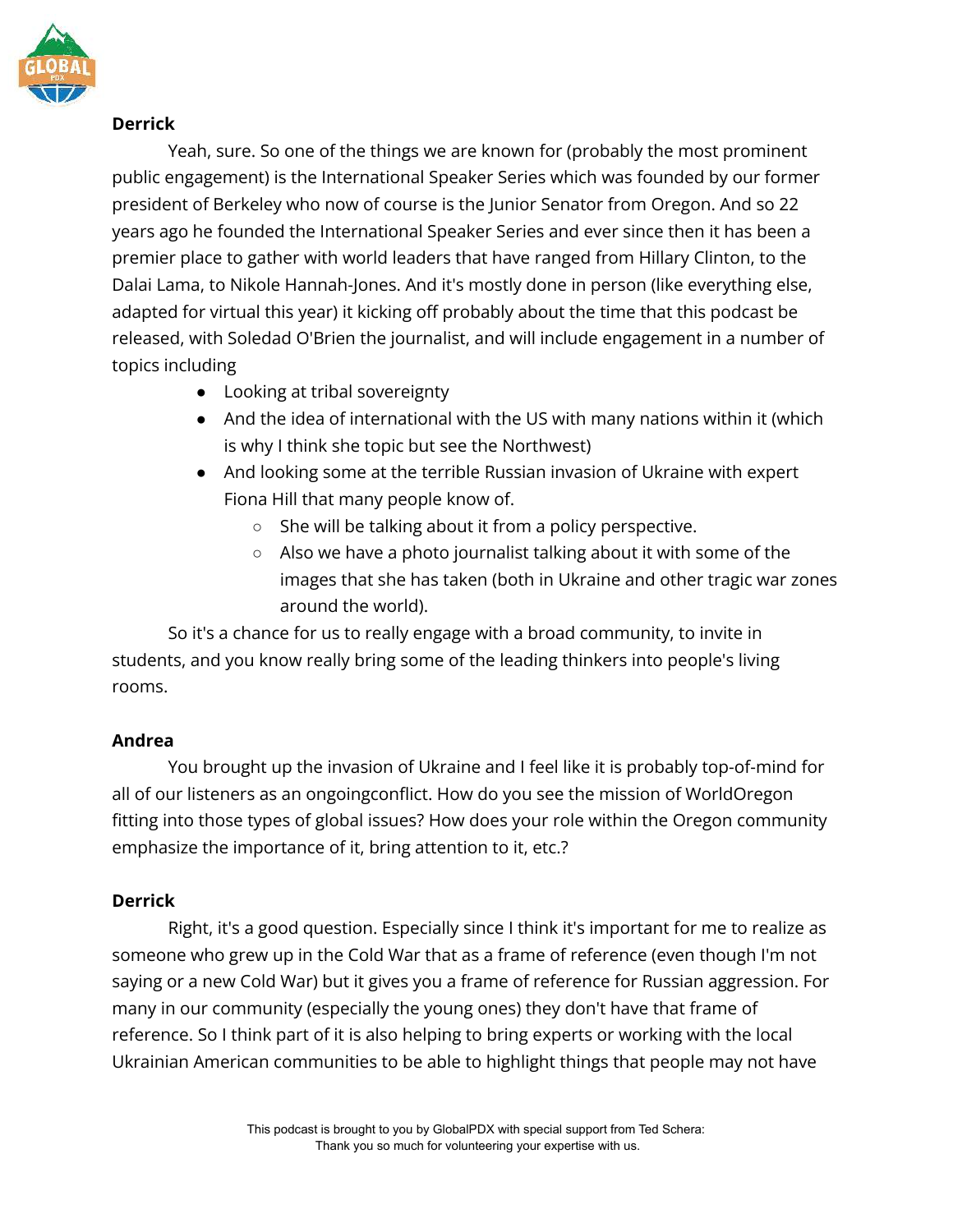**Derrick**

Yeah, sure. So one of the things we are known for (probably the most prominent public engagement) is the International Speaker Series which was founded by our former president of Berkeley who now of course is the Junior Senator from Oregon. And so 22 years ago he founded the International Speaker Series and ever since then it has been a premier place to gather with world leaders that have ranged from Hillary Clinton, to the Dalai Lama, to Nikole Hannah-Jones. And it's mostly done in person (like everything else, adapted for virtual this year) it kicking off probably about the time that this podcast be released, with Soledad O'Brien the journalist, and will include engagement in a number of topics including

- Looking at tribal sovereignty
- And the idea of international with the US with many nations within it (which is why I think she topic but see the Northwest)
- And looking some at the terrible Russian invasion of Ukraine with expert Fiona Hill that many people know of.
    - She will be talking about it from a policy perspective.
    - Also we have a photo journalist talking about it with some of the images that she has taken (both in Ukraine and other tragic war zones around the world).

So it's a chance for us to really engage with a broad community, to invite in students, and you know really bring some of the leading thinkers into people's living rooms.

**Andrea**

You brought up the invasion of Ukraine and I feel like it is probably top-of-mind for all of our listeners as an ongoingconflict. How do you see the mission of WorldOregon fitting into those types of global issues? How does your role within the Oregon community emphasize the importance of it, bring attention to it, etc.?

**Derrick**

Right, it's a good question. Especially since I think it's important for me to realize as someone who grew up in the Cold War that as a frame of reference (even though I'm not saying or a new Cold War) but it gives you a frame of reference for Russian aggression. For many in our community (especially the young ones) they don't have that frame of reference. So I think part of it is also helping to bring experts or working with the local Ukrainian American communities to be able to highlight things that people may not have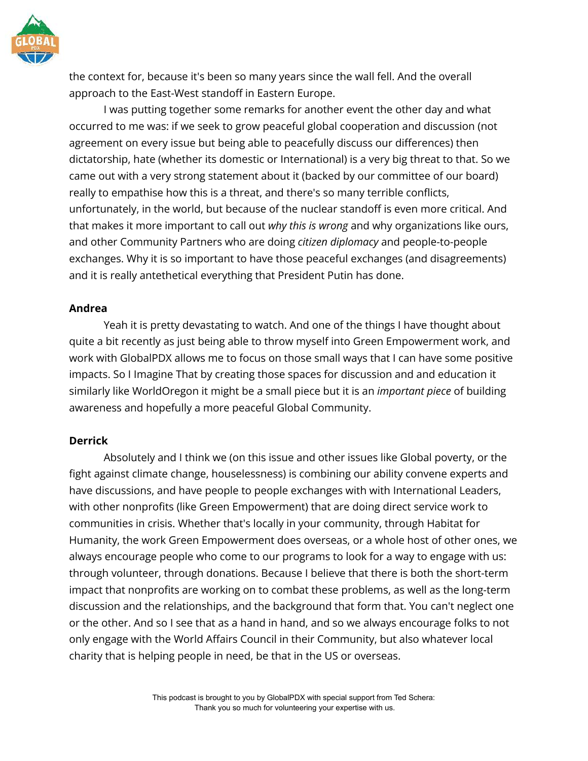the context for, because it's been so many years since the wall fell. And the overall approach to the East-West standoff in Eastern Europe.

I was putting together some remarks for another event the other day and what occurred to me was: if we seek to grow peaceful global cooperation and discussion (not agreement on every issue but being able to peacefully discuss our differences) then dictatorship, hate (whether its domestic or International) is a very big threat to that. So we came out with a very strong statement about it (backed by our committee of our board) really to empathise how this is a threat, and there's so many terrible conflicts, unfortunately, in the world, but because of the nuclear standoff is even more critical. And that makes it more important to call out *why this is wrong* and why organizations like ours, and other Community Partners who are doing *citizen diplomacy* and people-to-people exchanges. Why it is so important to have those peaceful exchanges (and disagreements) and it is really antethetical everything that President Putin has done.

**Andrea**

Yeah it is pretty devastating to watch. And one of the things I have thought about quite a bit recently as just being able to throw myself into Green Empowerment work, and work with GlobalPDX allows me to focus on those small ways that I can have some positive impacts. So I Imagine That by creating those spaces for discussion and and education it similarly like WorldOregon it might be a small piece but it is an *important piece* of building awareness and hopefully a more peaceful Global Community.

**Derrick**

Absolutely and I think we (on this issue and other issues like Global poverty, or the fight against climate change, houselessness) is combining our ability convene experts and have discussions, and have people to people exchanges with with International Leaders, with other nonprofits (like Green Empowerment) that are doing direct service work to communities in crisis. Whether that's locally in your community, through Habitat for Humanity, the work Green Empowerment does overseas, or a whole host of other ones, we always encourage people who come to our programs to look for a way to engage with us: through volunteer, through donations. Because I believe that there is both the short-term impact that nonprofits are working on to combat these problems, as well as the long-term discussion and the relationships, and the background that form that. You can't neglect one or the other. And so I see that as a hand in hand, and so we always encourage folks to not only engage with the World Affairs Council in their Community, but also whatever local charity that is helping people in need, be that in the US or overseas.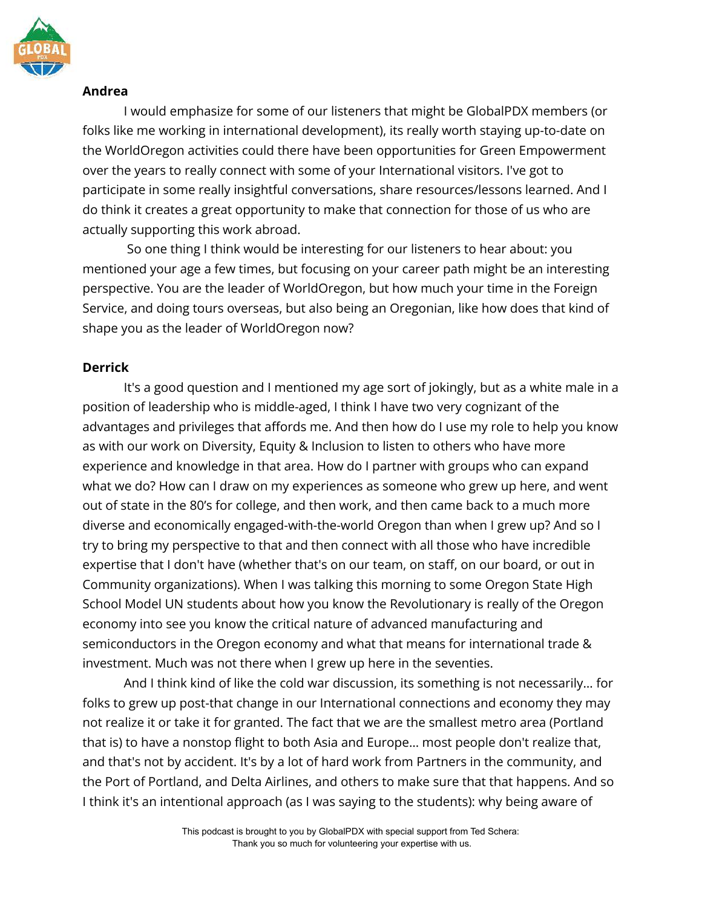**Andrea**

I would emphasize for some of our listeners that might be GlobalPDX members (or folks like me working in international development), its really worth staying up-to-date on the WorldOregon activities could there have been opportunities for Green Empowerment over the years to really connect with some of your International visitors. I've got to participate in some really insightful conversations, share resources/lessons learned. And I do think it creates a great opportunity to make that connection for those of us who are actually supporting this work abroad.

So one thing I think would be interesting for our listeners to hear about: you mentioned your age a few times, but focusing on your career path might be an interesting perspective. You are the leader of WorldOregon, but how much your time in the Foreign Service, and doing tours overseas, but also being an Oregonian, like how does that kind of shape you as the leader of WorldOregon now?

**Derrick**

It's a good question and I mentioned my age sort of jokingly, but as a white male in a position of leadership who is middle-aged, I think I have two very cognizant of the advantages and privileges that affords me. And then how do I use my role to help you know as with our work on Diversity, Equity & Inclusion to listen to others who have more experience and knowledge in that area. How do I partner with groups who can expand what we do? How can I draw on my experiences as someone who grew up here, and went out of state in the 80's for college, and then work, and then came back to a much more diverse and economically engaged-with-the-world Oregon than when I grew up? And so I try to bring my perspective to that and then connect with all those who have incredible expertise that I don't have (whether that's on our team, on staff, on our board, or out in Community organizations). When I was talking this morning to some Oregon State High School Model UN students about how you know the Revolutionary is really of the Oregon economy into see you know the critical nature of advanced manufacturing and semiconductors in the Oregon economy and what that means for international trade & investment. Much was not there when I grew up here in the seventies.

And I think kind of like the cold war discussion, its something is not necessarily… for folks to grew up post-that change in our International connections and economy they may not realize it or take it for granted. The fact that we are the smallest metro area (Portland that is) to have a nonstop flight to both Asia and Europe… most people don't realize that, and that's not by accident. It's by a lot of hard work from Partners in the community, and the Port of Portland, and Delta Airlines, and others to make sure that that happens. And so I think it's an intentional approach (as I was saying to the students): why being aware of

This podcast is brought to you by GlobalPDX with special support from Ted Schera: Thank you so much for volunteering your expertise with us.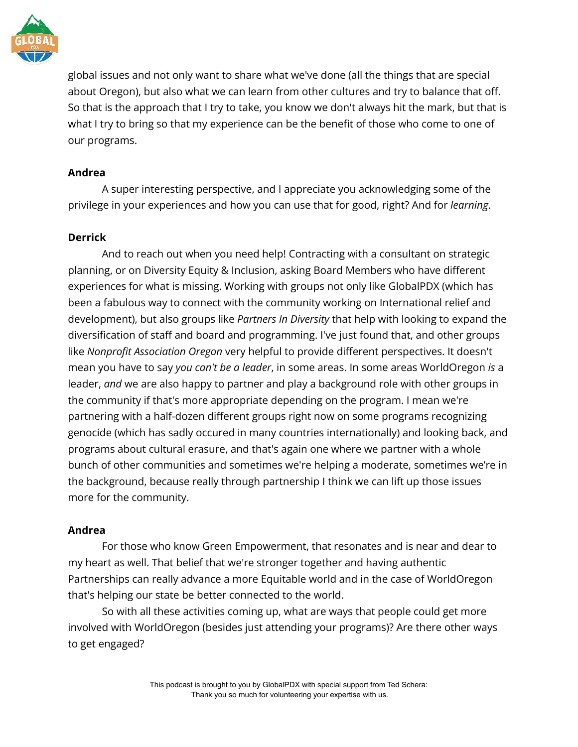global issues and not only want to share what we've done (all the things that are special about Oregon), but also what we can learn from other cultures and try to balance that off. So that is the approach that I try to take, you know we don't always hit the mark, but that is what I try to bring so that my experience can be the benefit of those who come to one of our programs.

**Andrea**

A super interesting perspective, and I appreciate you acknowledging some of the privilege in your experiences and how you can use that for good, right? And for *learning*.

**Derrick**

And to reach out when you need help! Contracting with a consultant on strategic planning, or on Diversity Equity & Inclusion, asking Board Members who have different experiences for what is missing. Working with groups not only like GlobalPDX (which has been a fabulous way to connect with the community working on International relief and development), but also groups like *Partners In Diversity* that help with looking to expand the diversification of staff and board and programming. I've just found that, and other groups like *Nonprofit Association Oregon* very helpful to provide different perspectives. It doesn't mean you have to say *you can't be a leader*, in some areas. In some areas WorldOregon *is* a leader, *and* we are also happy to partner and play a background role with other groups in the community if that's more appropriate depending on the program. I mean we're partnering with a half-dozen different groups right now on some programs recognizing genocide (which has sadly occured in many countries internationally) and looking back, and programs about cultural erasure, and that's again one where we partner with a whole bunch of other communities and sometimes we're helping a moderate, sometimes we're in the background, because really through partnership I think we can lift up those issues more for the community.

**Andrea**

For those who know Green Empowerment, that resonates and is near and dear to my heart as well. That belief that we're stronger together and having authentic Partnerships can really advance a more Equitable world and in the case of WorldOregon that's helping our state be better connected to the world.

So with all these activities coming up, what are ways that people could get more involved with WorldOregon (besides just attending your programs)? Are there other ways to get engaged?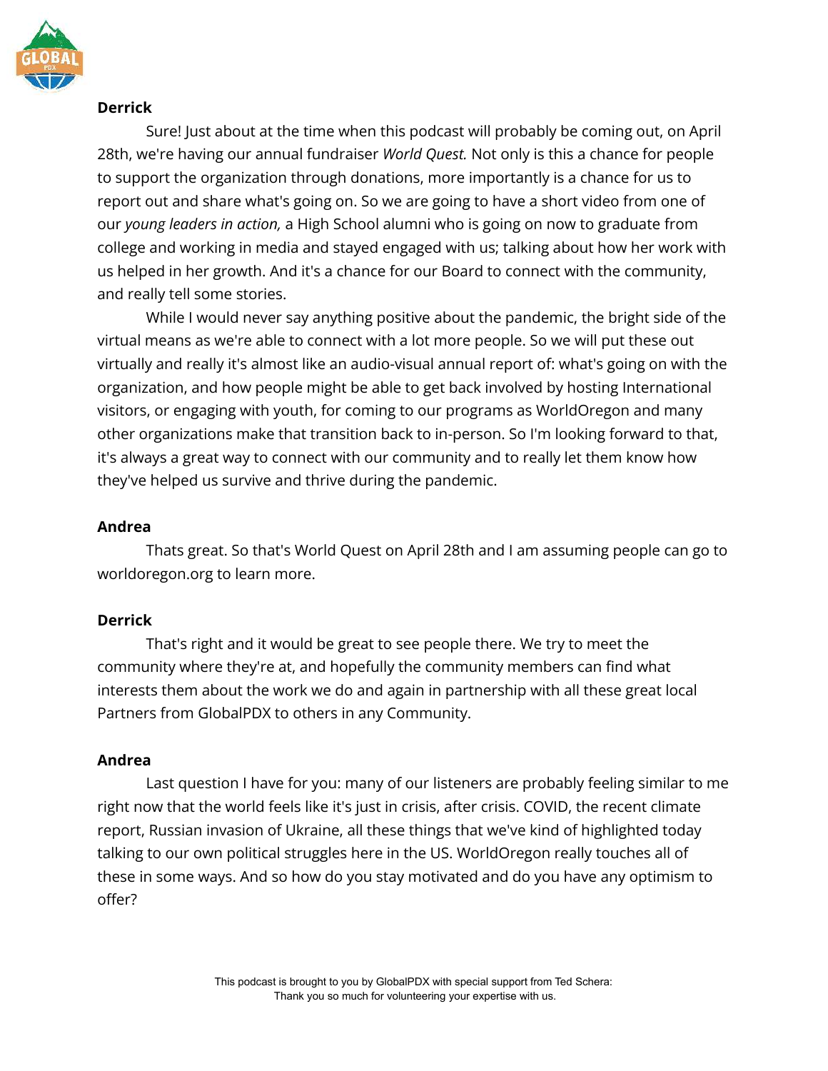**Derrick**

Sure! Just about at the time when this podcast will probably be coming out, on April 28th, we're having our annual fundraiser *World Quest.* Not only is this a chance for people to support the organization through donations, more importantly is a chance for us to report out and share what's going on. So we are going to have a short video from one of our *young leaders in action,* a High School alumni who is going on now to graduate from college and working in media and stayed engaged with us; talking about how her work with us helped in her growth. And it's a chance for our Board to connect with the community, and really tell some stories.

While I would never say anything positive about the pandemic, the bright side of the virtual means as we're able to connect with a lot more people. So we will put these out virtually and really it's almost like an audio-visual annual report of: what's going on with the organization, and how people might be able to get back involved by hosting International visitors, or engaging with youth, for coming to our programs as WorldOregon and many other organizations make that transition back to in-person. So I'm looking forward to that, it's always a great way to connect with our community and to really let them know how they've helped us survive and thrive during the pandemic.

**Andrea**

Thats great. So that's World Quest on April 28th and I am assuming people can go to worldoregon.org to learn more.

**Derrick**

That's right and it would be great to see people there. We try to meet the community where they're at, and hopefully the community members can find what interests them about the work we do and again in partnership with all these great local Partners from GlobalPDX to others in any Community.

**Andrea**

Last question I have for you: many of our listeners are probably feeling similar to me right now that the world feels like it's just in crisis, after crisis. COVID, the recent climate report, Russian invasion of Ukraine, all these things that we've kind of highlighted today talking to our own political struggles here in the US. WorldOregon really touches all of these in some ways. And so how do you stay motivated and do you have any optimism to offer?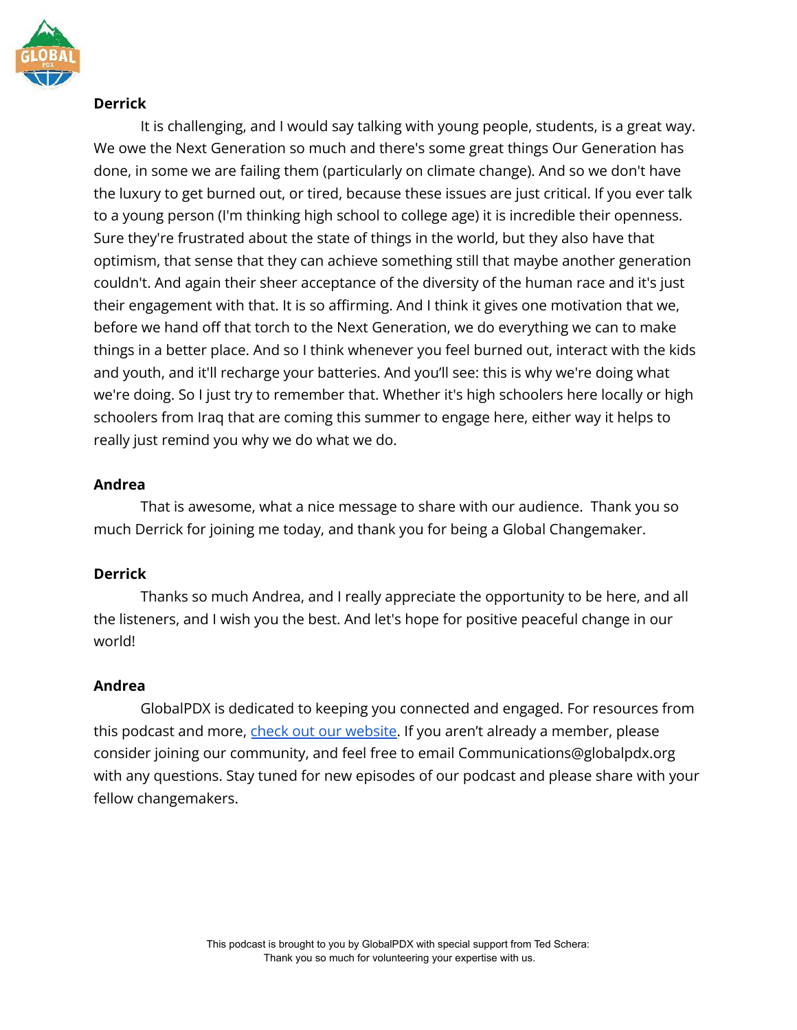**Derrick**

It is challenging, and I would say talking with young people, students, is a great way. We owe the Next Generation so much and there's some great things Our Generation has done, in some we are failing them (particularly on climate change). And so we don't have the luxury to get burned out, or tired, because these issues are just critical. If you ever talk to a young person (I'm thinking high school to college age) it is incredible their openness. Sure they're frustrated about the state of things in the world, but they also have that optimism, that sense that they can achieve something still that maybe another generation couldn't. And again their sheer acceptance of the diversity of the human race and it's just their engagement with that. It is so affirming. And I think it gives one motivation that we, before we hand off that torch to the Next Generation, we do everything we can to make things in a better place. And so I think whenever you feel burned out, interact with the kids and youth, and it'll recharge your batteries. And you'll see: this is why we're doing what we're doing. So I just try to remember that. Whether it's high schoolers here locally or high schoolers from Iraq that are coming this summer to engage here, either way it helps to really just remind you why we do what we do.

**Andrea**

That is awesome, what a nice message to share with our audience. Thank you so much Derrick for joining me today, and thank you for being a Global Changemaker.

**Derrick**

Thanks so much Andrea, and I really appreciate the opportunity to be here, and all the listeners, and I wish you the best. And let's hope for positive peaceful change in our world!

**Andrea**

GlobalPDX is dedicated to keeping you connected and engaged. For resources from this podcast and more, check out our website. If you aren't already a member, please consider joining our community, and feel free to email Communications@globalpdx.org with any questions. Stay tuned for new episodes of our podcast and please share with your fellow changemakers.

This podcast is brought to you by GlobalPDX with special support from Ted Schera: Thank you so much for volunteering your expertise with us.